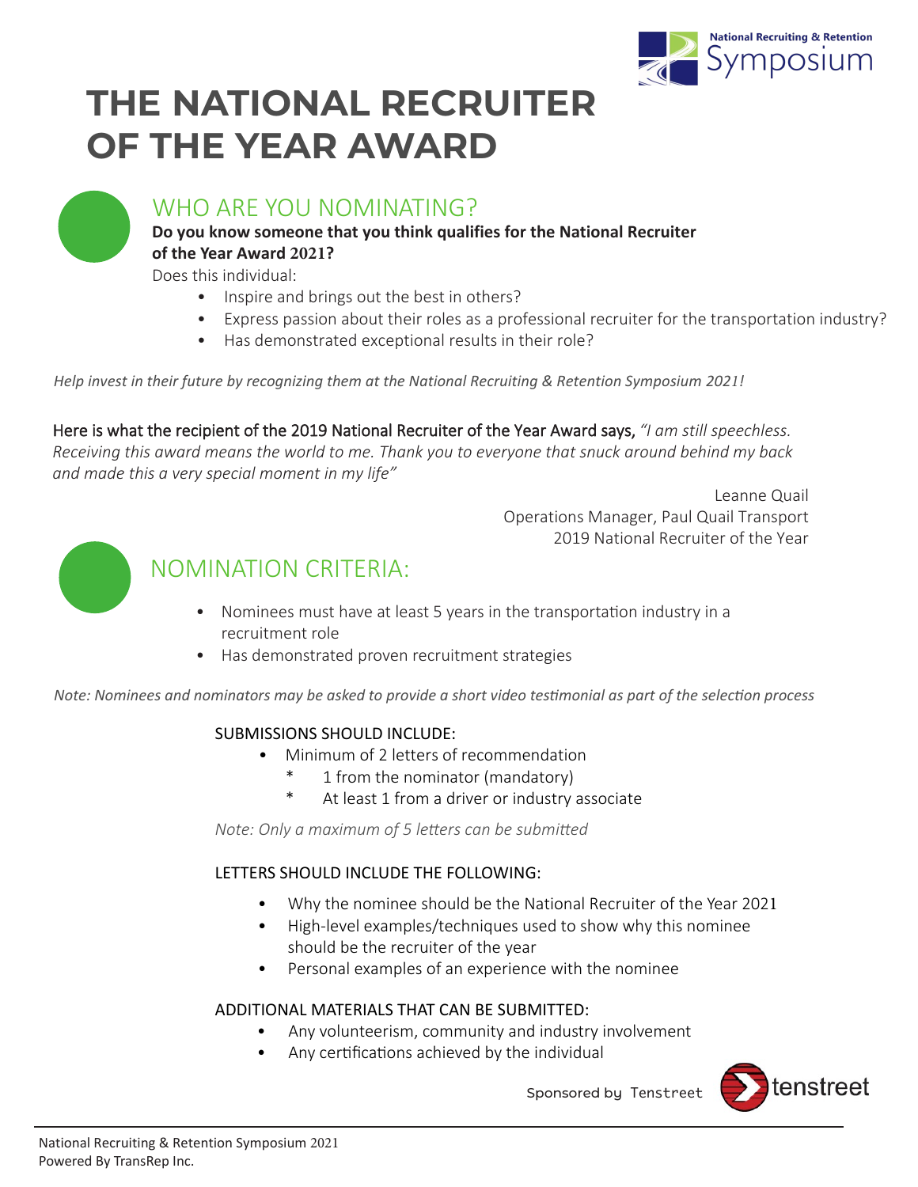# THE NATIONAL RECRUITER OF THE YEAR AWARD

## WHO ARE YOU NOMINATING?

**Do you know someone that you think qualifies for the National Recruiter of the Year Award 2021?**

Does this individual:

- Inspire and brings out the best in others?
- Express passion about their roles as a professional recruiter for the transportation industry?
- Has demonstrated exceptional results in their role?

*Help invest in their future by recognizing them at the National Recruiting & Retention Symposium 2021!*

Here is what the recipient of the 2019 National Recruiter of the Year Award says, *"I am still speechless. Receiving this award means the world to me. Thank you to everyone that snuck around behind my back and made this a very special moment in my life"*

Leanne Quail
Operations Manager, Paul Quail Transport
2019 National Recruiter of the Year

## NOMINATION CRITERIA:

- Nominees must have at least 5 years in the transportation industry in a recruitment role
- Has demonstrated proven recruitment strategies

*Note: Nominees and nominators may be asked to provide a short video testimonial as part of the selection process*

### SUBMISSIONS SHOULD INCLUDE:

- Minimum of 2 letters of recommendation
  - 1 from the nominator (mandatory)
  - At least 1 from a driver or industry associate

*Note: Only a maximum of 5 letters can be submitted*

### LETTERS SHOULD INCLUDE THE FOLLOWING:

- Why the nominee should be the National Recruiter of the Year 2021
- High-level examples/techniques used to show why this nominee should be the recruiter of the year
- Personal examples of an experience with the nominee

### ADDITIONAL MATERIALS THAT CAN BE SUBMITTED:

- Any volunteerism, community and industry involvement
- Any certifications achieved by the individual

Sponsored by Tenstreet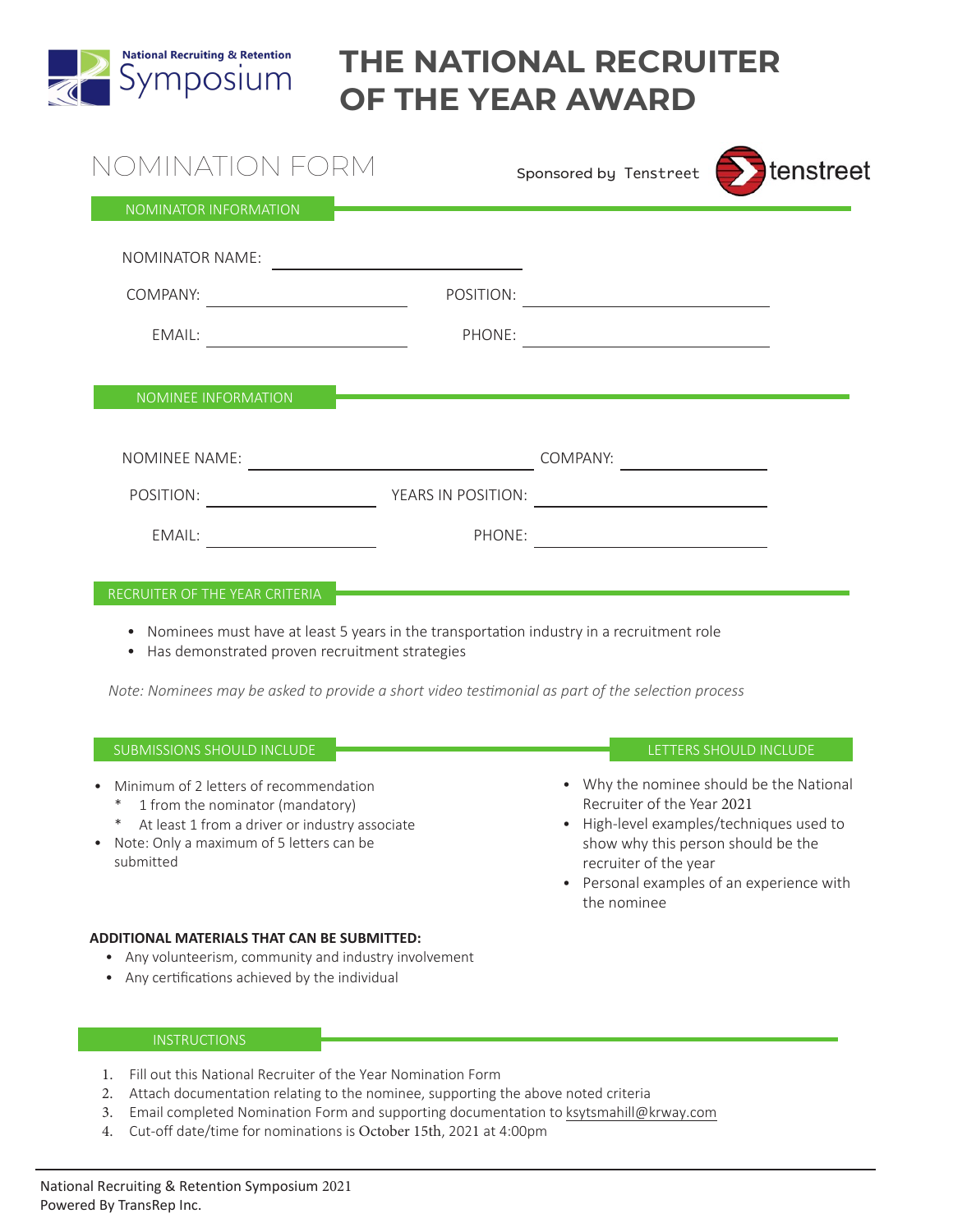National Recruiting & Retention Symposium

# THE NATIONAL RECRUITER OF THE YEAR AWARD

## NOMINATION FORM

Sponsored by Tenstreet

### NOMINATOR INFORMATION

NOMINATOR NAME: ______________________

COMPANY: ______________________ POSITION: ______________________

EMAIL: ______________________ PHONE: ______________________

### NOMINEE INFORMATION

NOMINEE NAME: ______________________ COMPANY: ______________________

POSITION: ______________________ YEARS IN POSITION: ______________________

EMAIL: ______________________ PHONE: ______________________

### RECRUITER OF THE YEAR CRITERIA

- Nominees must have at least 5 years in the transportation industry in a recruitment role
- Has demonstrated proven recruitment strategies

*Note: Nominees may be asked to provide a short video testimonial as part of the selection process*

### SUBMISSIONS SHOULD INCLUDE

- Minimum of 2 letters of recommendation
  - * 1 from the nominator (mandatory)
  - * At least 1 from a driver or industry associate
- Note: Only a maximum of 5 letters can be submitted

### LETTERS SHOULD INCLUDE

- Why the nominee should be the National Recruiter of the Year 2021
- High-level examples/techniques used to show why this person should be the recruiter of the year
- Personal examples of an experience with the nominee

**ADDITIONAL MATERIALS THAT CAN BE SUBMITTED:**

- Any volunteerism, community and industry involvement
- Any certifications achieved by the individual

### INSTRUCTIONS

1. Fill out this National Recruiter of the Year Nomination Form
2. Attach documentation relating to the nominee, supporting the above noted criteria
3. Email completed Nomination Form and supporting documentation to ksytsmahill@krway.com
4. Cut-off date/time for nominations is October 15th, 2021 at 4:00pm

National Recruiting & Retention Symposium 2021
Powered By TransRep Inc.